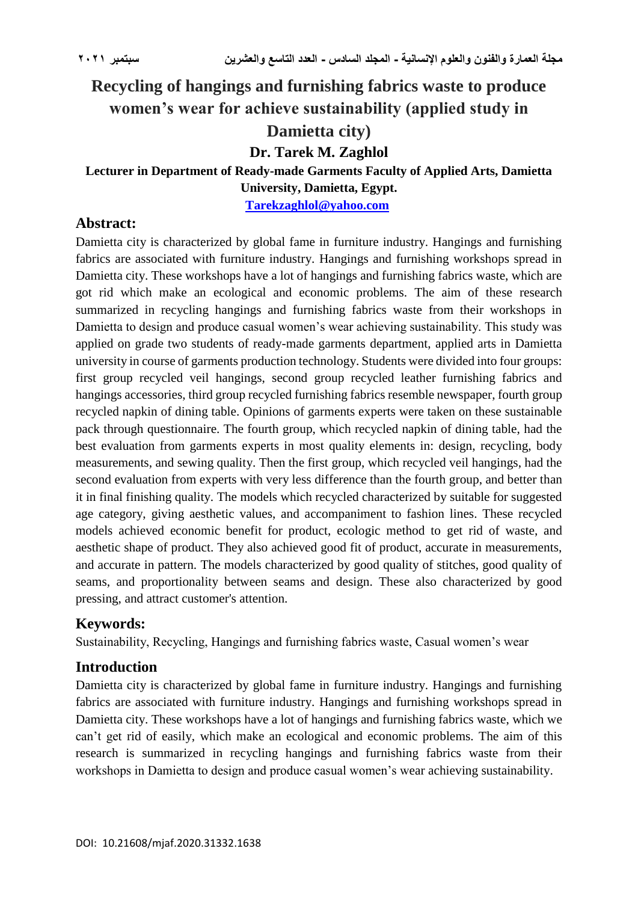# Recycling of hangings and furnishing fabrics waste to produce women's wear for achieve sustainability (applied study in Damietta city)

**Dr. Tarek M. Zaghlol**

**Lecturer in Department of Ready-made Garments Faculty of Applied Arts, Damietta University, Damietta, Egypt.**

**Tarekzaghlol@yahoo.com**

## Abstract:

Damietta city is characterized by global fame in furniture industry. Hangings and furnishing fabrics are associated with furniture industry. Hangings and furnishing workshops spread in Damietta city. These workshops have a lot of hangings and furnishing fabrics waste, which are got rid which make an ecological and economic problems. The aim of these research summarized in recycling hangings and furnishing fabrics waste from their workshops in Damietta to design and produce casual women's wear achieving sustainability. This study was applied on grade two students of ready-made garments department, applied arts in Damietta university in course of garments production technology. Students were divided into four groups: first group recycled veil hangings, second group recycled leather furnishing fabrics and hangings accessories, third group recycled furnishing fabrics resemble newspaper, fourth group recycled napkin of dining table. Opinions of garments experts were taken on these sustainable pack through questionnaire. The fourth group, which recycled napkin of dining table, had the best evaluation from garments experts in most quality elements in: design, recycling, body measurements, and sewing quality. Then the first group, which recycled veil hangings, had the second evaluation from experts with very less difference than the fourth group, and better than it in final finishing quality. The models which recycled characterized by suitable for suggested age category, giving aesthetic values, and accompaniment to fashion lines. These recycled models achieved economic benefit for product, ecologic method to get rid of waste, and aesthetic shape of product. They also achieved good fit of product, accurate in measurements, and accurate in pattern. The models characterized by good quality of stitches, good quality of seams, and proportionality between seams and design. These also characterized by good pressing, and attract customer's attention.

## Keywords:

Sustainability, Recycling, Hangings and furnishing fabrics waste, Casual women's wear

## Introduction

Damietta city is characterized by global fame in furniture industry. Hangings and furnishing fabrics are associated with furniture industry. Hangings and furnishing workshops spread in Damietta city. These workshops have a lot of hangings and furnishing fabrics waste, which we can't get rid of easily, which make an ecological and economic problems. The aim of this research is summarized in recycling hangings and furnishing fabrics waste from their workshops in Damietta to design and produce casual women's wear achieving sustainability.

DOI: 10.21608/mjaf.2020.31332.1638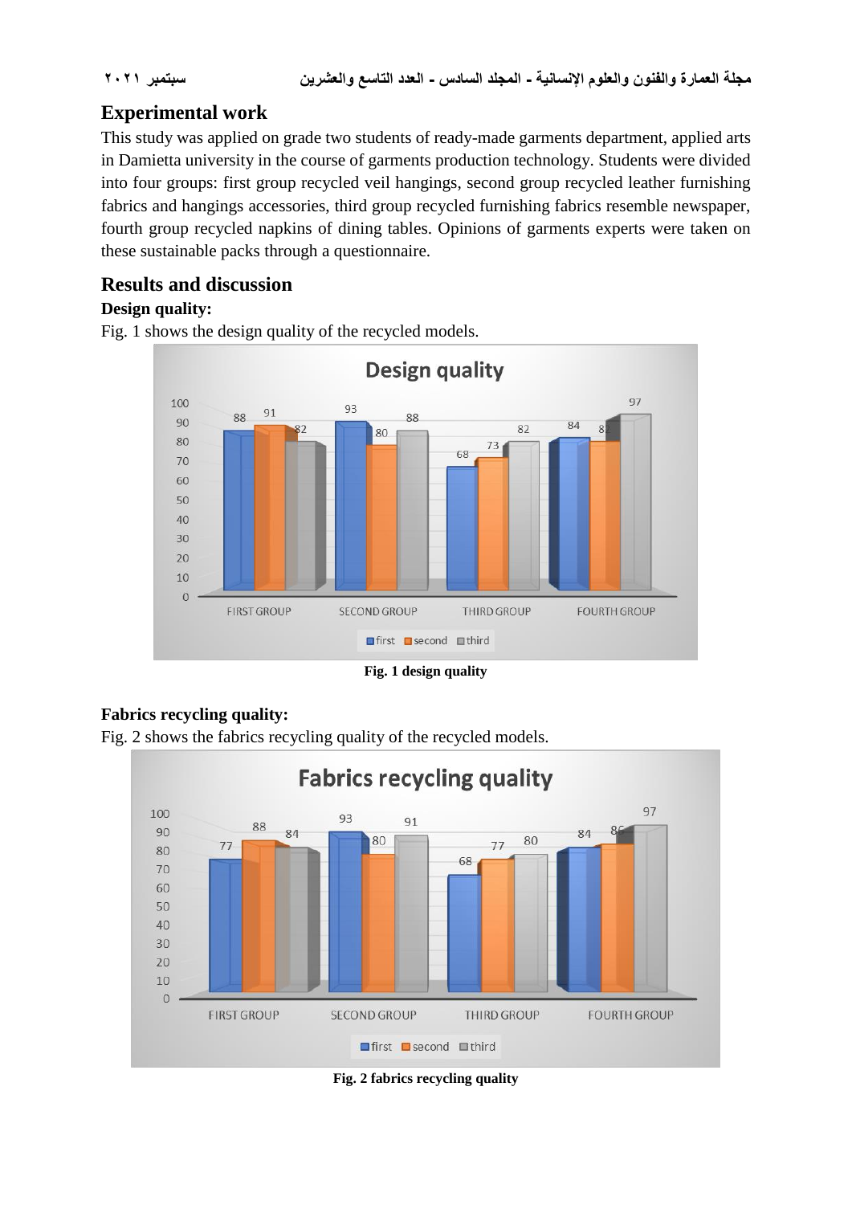## Experimental work

This study was applied on grade two students of ready-made garments department, applied arts in Damietta university in the course of garments production technology. Students were divided into four groups: first group recycled veil hangings, second group recycled leather furnishing fabrics and hangings accessories, third group recycled furnishing fabrics resemble newspaper, fourth group recycled napkins of dining tables. Opinions of garments experts were taken on these sustainable packs through a questionnaire.

## Results and discussion

### Design quality:

Fig. 1 shows the design quality of the recycled models.

**Fig. 1 design quality**

### Fabrics recycling quality:

Fig. 2 shows the fabrics recycling quality of the recycled models.

**Fig. 2 fabrics recycling quality**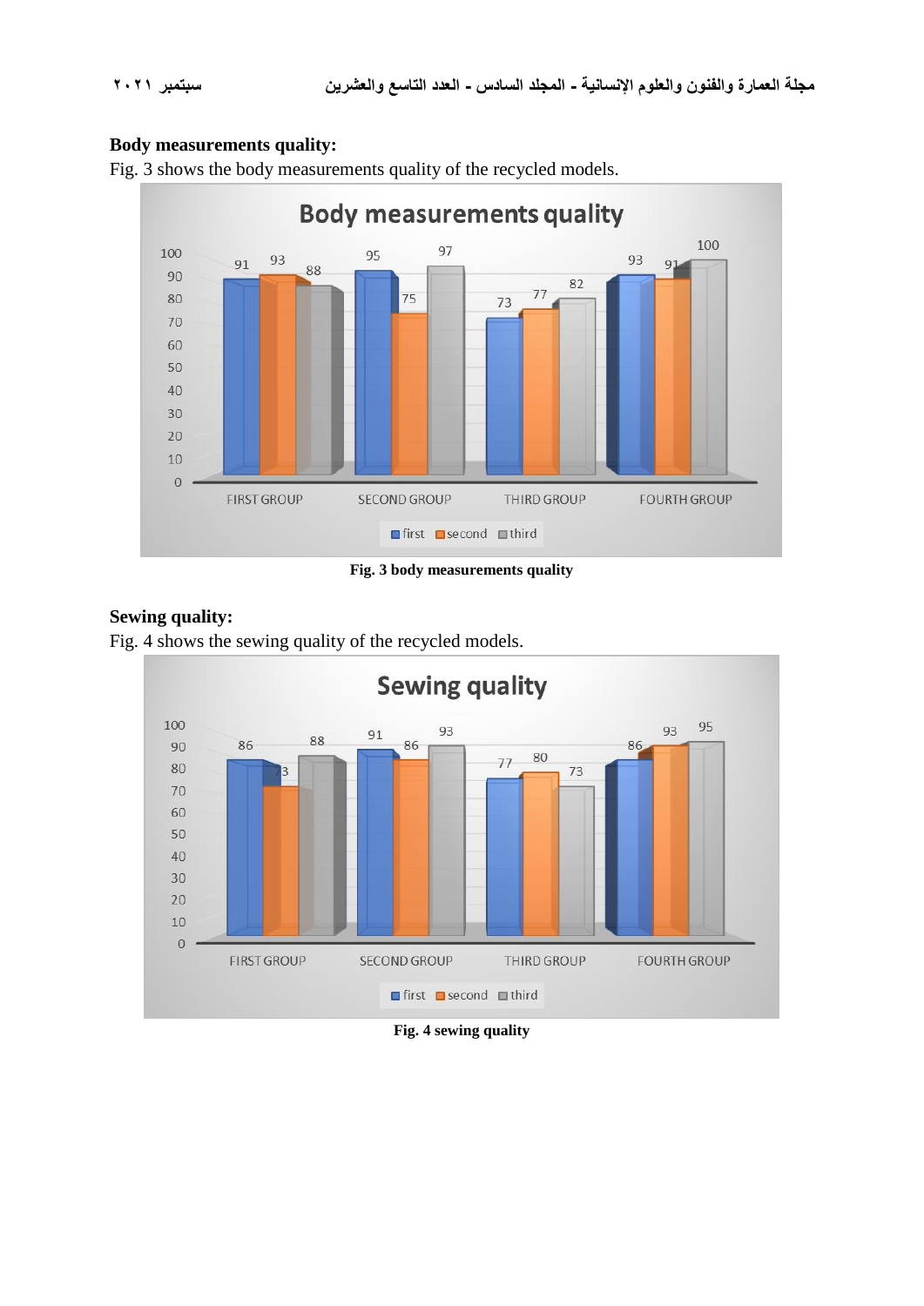**Body measurements quality:**

Fig. 3 shows the body measurements quality of the recycled models.

Fig. 3 body measurements quality

**Sewing quality:**

Fig. 4 shows the sewing quality of the recycled models.

Fig. 4 sewing quality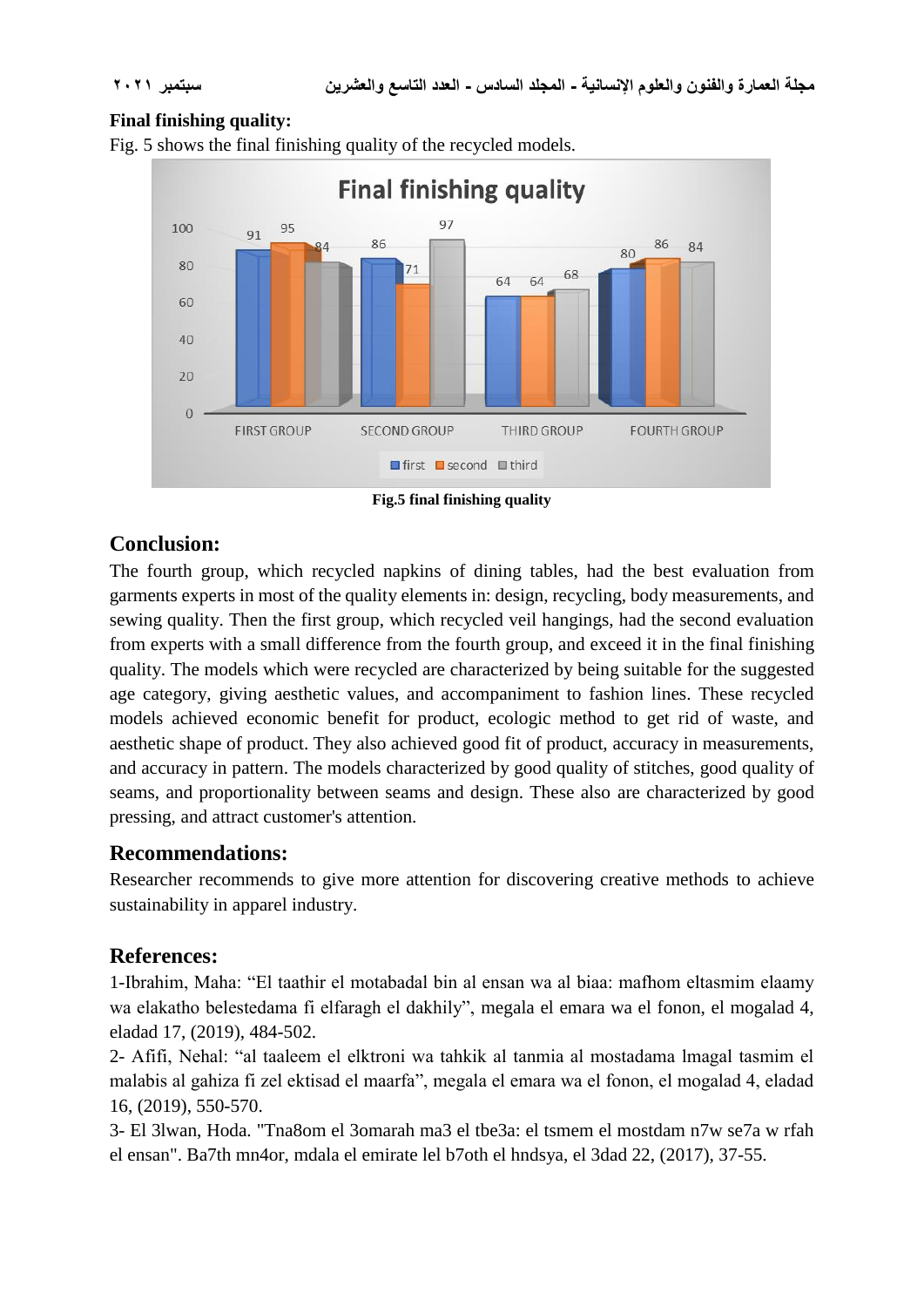**Final finishing quality:**

Fig. 5 shows the final finishing quality of the recycled models.

**Fig.5 final finishing quality**

## Conclusion:

The fourth group, which recycled napkins of dining tables, had the best evaluation from garments experts in most of the quality elements in: design, recycling, body measurements, and sewing quality. Then the first group, which recycled veil hangings, had the second evaluation from experts with a small difference from the fourth group, and exceed it in the final finishing quality. The models which were recycled are characterized by being suitable for the suggested age category, giving aesthetic values, and accompaniment to fashion lines. These recycled models achieved economic benefit for product, ecologic method to get rid of waste, and aesthetic shape of product. They also achieved good fit of product, accuracy in measurements, and accuracy in pattern. The models characterized by good quality of stitches, good quality of seams, and proportionality between seams and design. These also are characterized by good pressing, and attract customer's attention.

## Recommendations:

Researcher recommends to give more attention for discovering creative methods to achieve sustainability in apparel industry.

## References:

1-Ibrahim, Maha: "El taathir el motabadal bin al ensan wa al biaa: mafhom eltasmim elaamy wa elakatho belestedama fi elfaragh el dakhily", megala el emara wa el fonon, el mogalad 4, eladad 17, (2019), 484-502.

2- Afifi, Nehal: "al taaleem el elktroni wa tahkik al tanmia al mostadama lmagal tasmim el malabis al gahiza fi zel ektisad el maarfa", megala el emara wa el fonon, el mogalad 4, eladad 16, (2019), 550-570.

3- El 3lwan, Hoda. "Tna8om el 3omarah ma3 el tbe3a: el tsmem el mostdam n7w se7a w rfah el ensan". Ba7th mn4or, mdala el emirate lel b7oth el hndsya, el 3dad 22, (2017), 37-55.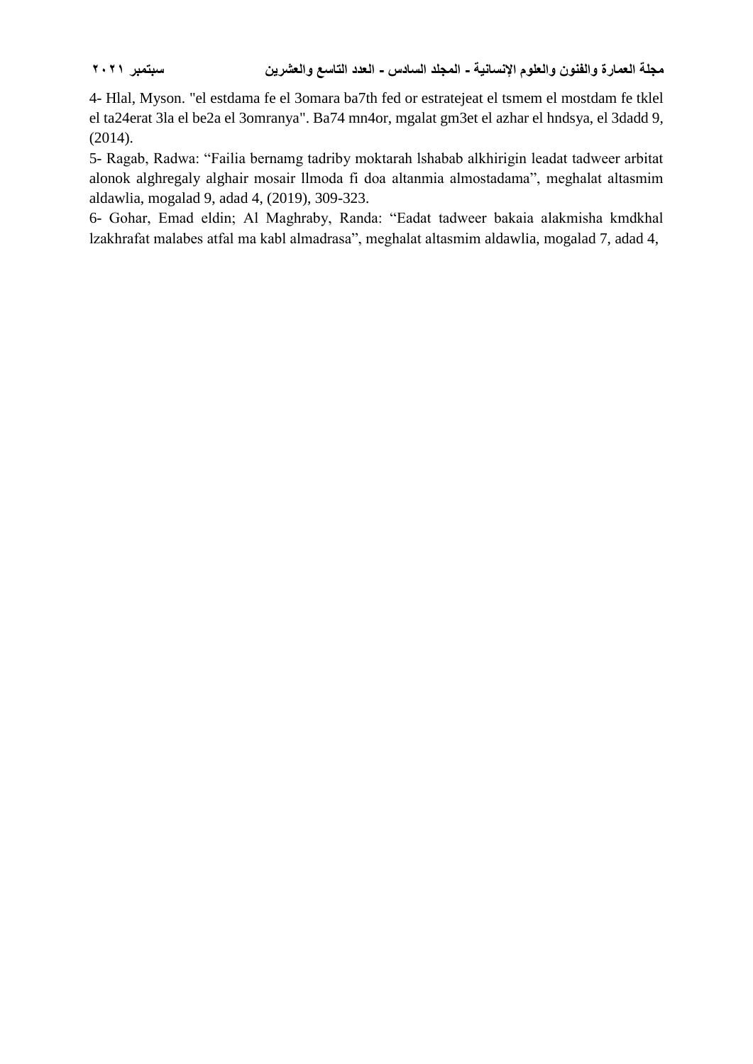4- Hlal, Myson. "el estdama fe el 3omara ba7th fed or estratejeat el tsmem el mostdam fe tklel el ta24erat 3la el be2a el 3omranya". Ba74 mn4or, mgalat gm3et el azhar el hndsya, el 3dadd 9, (2014).

5- Ragab, Radwa: “Failia bernamg tadriby moktarah lshabab alkhirigin leadat tadweer arbitat alonok alghregaly alghair mosair llmoda fi doa altanmia almostadama”, meghalat altasmim aldawlia, mogalad 9, adad 4, (2019), 309-323.

6- Gohar, Emad eldin; Al Maghraby, Randa: “Eadat tadweer bakaia alakmisha kmdkhal lzakhrafat malabes atfal ma kabl almadrasa”, meghalat altasmim aldawlia, mogalad 7, adad 4,